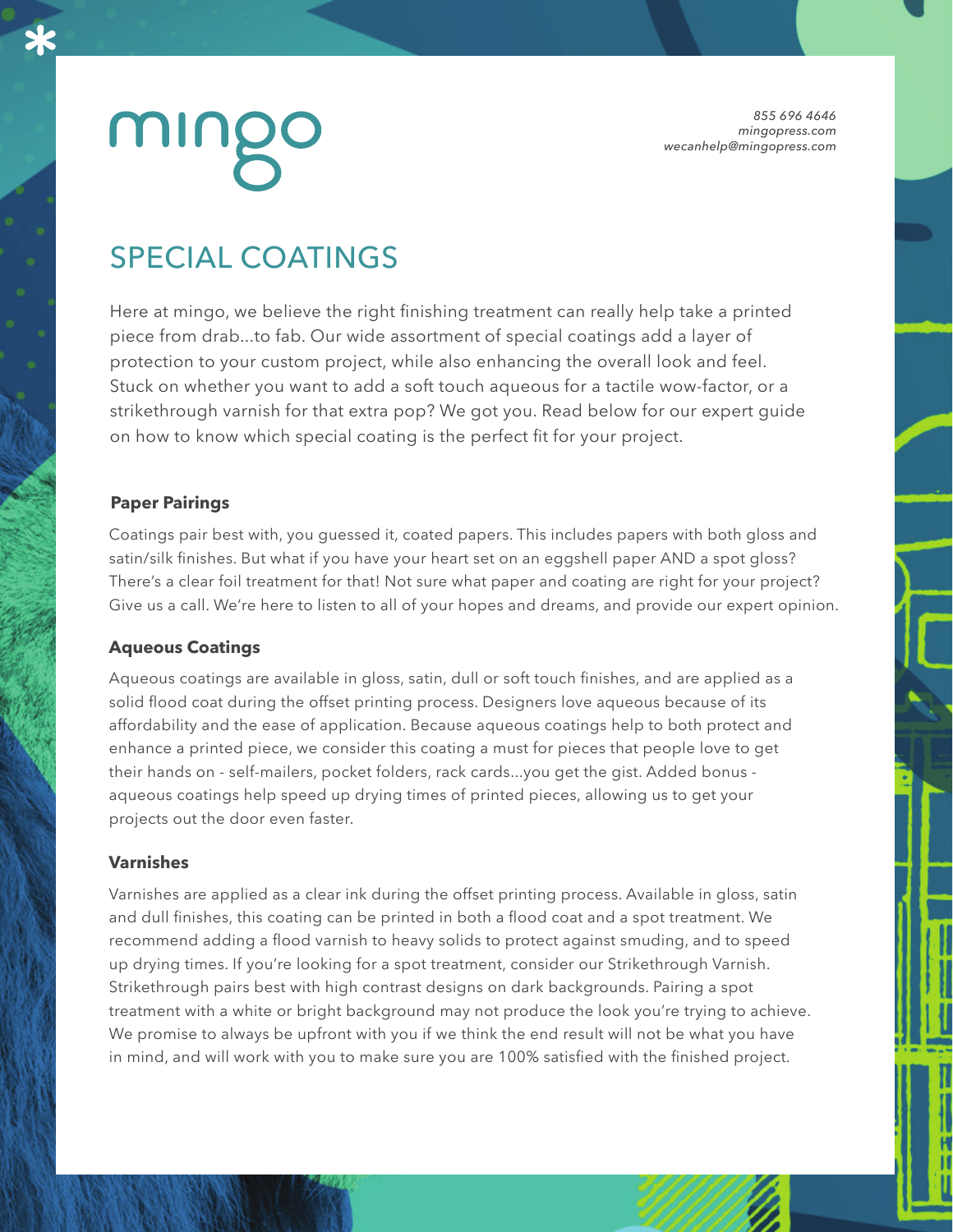mingo

855 696 4646
mingopress.com
wecanhelp@mingopress.com

# SPECIAL COATINGS

Here at mingo, we believe the right finishing treatment can really help take a printed piece from drab...to fab. Our wide assortment of special coatings add a layer of protection to your custom project, while also enhancing the overall look and feel. Stuck on whether you want to add a soft touch aqueous for a tactile wow-factor, or a strikethrough varnish for that extra pop? We got you. Read below for our expert guide on how to know which special coating is the perfect fit for your project.

### Paper Pairings

Coatings pair best with, you guessed it, coated papers. This includes papers with both gloss and satin/silk finishes. But what if you have your heart set on an eggshell paper AND a spot gloss? There's a clear foil treatment for that! Not sure what paper and coating are right for your project? Give us a call. We're here to listen to all of your hopes and dreams, and provide our expert opinion.

### Aqueous Coatings

Aqueous coatings are available in gloss, satin, dull or soft touch finishes, and are applied as a solid flood coat during the offset printing process. Designers love aqueous because of its affordability and the ease of application. Because aqueous coatings help to both protect and enhance a printed piece, we consider this coating a must for pieces that people love to get their hands on - self-mailers, pocket folders, rack cards...you get the gist. Added bonus - aqueous coatings help speed up drying times of printed pieces, allowing us to get your projects out the door even faster.

### Varnishes

Varnishes are applied as a clear ink during the offset printing process. Available in gloss, satin and dull finishes, this coating can be printed in both a flood coat and a spot treatment. We recommend adding a flood varnish to heavy solids to protect against smuding, and to speed up drying times. If you're looking for a spot treatment, consider our Strikethrough Varnish. Strikethrough pairs best with high contrast designs on dark backgrounds. Pairing a spot treatment with a white or bright background may not produce the look you're trying to achieve. We promise to always be upfront with you if we think the end result will not be what you have in mind, and will work with you to make sure you are 100% satisfied with the finished project.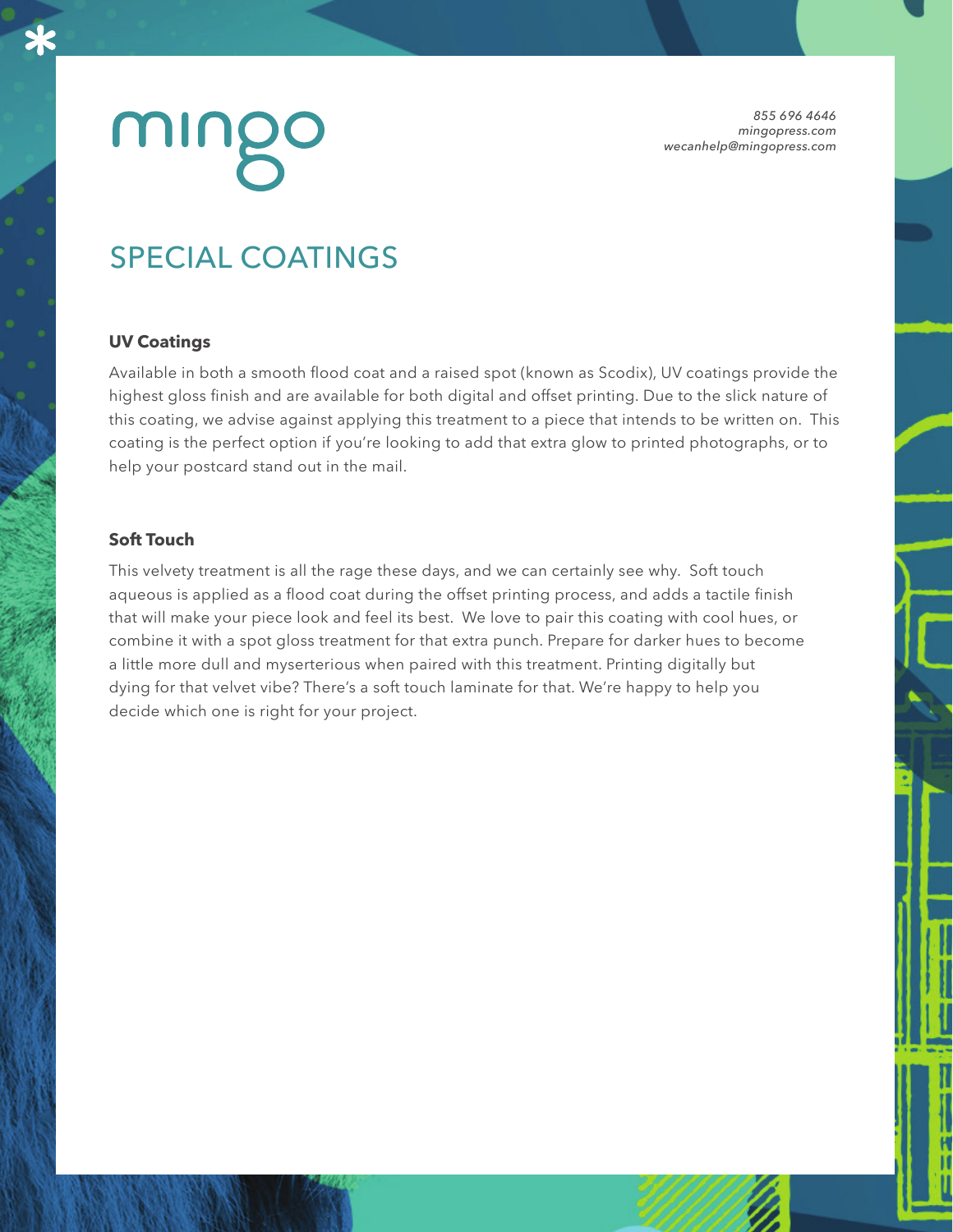mingo

*855 696 4646*
*mingopress.com*
*wecanhelp@mingopress.com*

# SPECIAL COATINGS

**UV Coatings**

Available in both a smooth flood coat and a raised spot (known as Scodix), UV coatings provide the highest gloss finish and are available for both digital and offset printing. Due to the slick nature of this coating, we advise against applying this treatment to a piece that intends to be written on.  This coating is the perfect option if you're looking to add that extra glow to printed photographs, or to help your postcard stand out in the mail.

**Soft Touch**

This velvety treatment is all the rage these days, and we can certainly see why.  Soft touch aqueous is applied as a flood coat during the offset printing process, and adds a tactile finish that will make your piece look and feel its best.  We love to pair this coating with cool hues, or combine it with a spot gloss treatment for that extra punch. Prepare for darker hues to become a little more dull and myserterious when paired with this treatment. Printing digitally but dying for that velvet vibe? There's a soft touch laminate for that. We're happy to help you decide which one is right for your project.